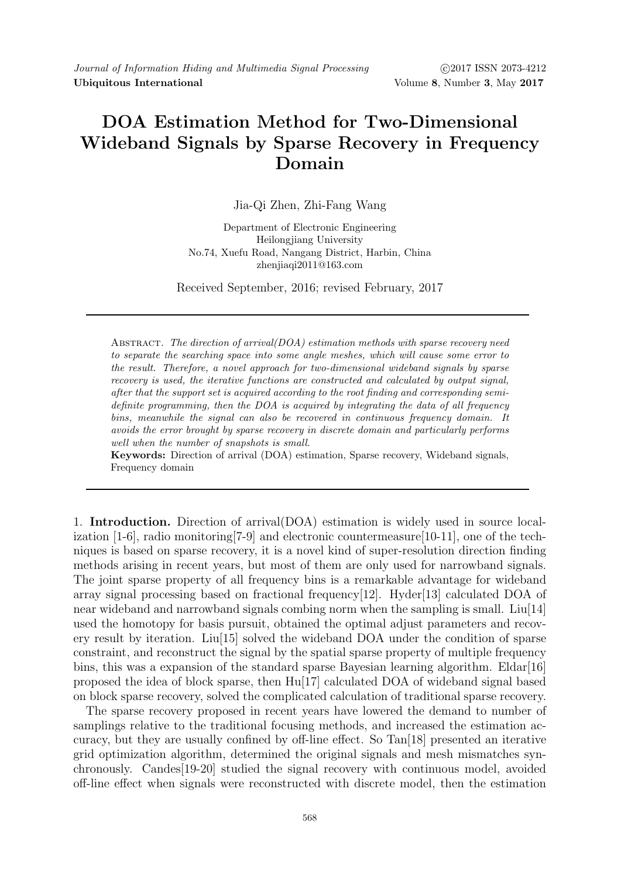# DOA Estimation Method for Two-Dimensional Wideband Signals by Sparse Recovery in Frequency Domain

Jia-Qi Zhen, Zhi-Fang Wang

Department of Electronic Engineering
Heilongjiang University
No.74, Xuefu Road, Nangang District, Harbin, China
zhenjiaqi2011@163.com

Received September, 2016; revised February, 2017

---

Abstract. *The direction of arrival(DOA) estimation methods with sparse recovery need to separate the searching space into some angle meshes, which will cause some error to the result. Therefore, a novel approach for two-dimensional wideband signals by sparse recovery is used, the iterative functions are constructed and calculated by output signal, after that the support set is acquired according to the root finding and corresponding semi-definite programming, then the DOA is acquired by integrating the data of all frequency bins, meanwhile the signal can also be recovered in continuous frequency domain. It avoids the error brought by sparse recovery in discrete domain and particularly performs well when the number of snapshots is small.*

**Keywords:** Direction of arrival (DOA) estimation, Sparse recovery, Wideband signals, Frequency domain

---

1. **Introduction.** Direction of arrival(DOA) estimation is widely used in source localization [1-6], radio monitoring[7-9] and electronic countermeasure[10-11], one of the techniques is based on sparse recovery, it is a novel kind of super-resolution direction finding methods arising in recent years, but most of them are only used for narrowband signals. The joint sparse property of all frequency bins is a remarkable advantage for wideband array signal processing based on fractional frequency[12]. Hyder[13] calculated DOA of near wideband and narrowband signals combing norm when the sampling is small. Liu[14] used the homotopy for basis pursuit, obtained the optimal adjust parameters and recovery result by iteration. Liu[15] solved the wideband DOA under the condition of sparse constraint, and reconstruct the signal by the spatial sparse property of multiple frequency bins, this was a expansion of the standard sparse Bayesian learning algorithm. Eldar[16] proposed the idea of block sparse, then Hu[17] calculated DOA of wideband signal based on block sparse recovery, solved the complicated calculation of traditional sparse recovery.

The sparse recovery proposed in recent years have lowered the demand to number of samplings relative to the traditional focusing methods, and increased the estimation accuracy, but they are usually confined by off-line effect. So Tan[18] presented an iterative grid optimization algorithm, determined the original signals and mesh mismatches synchronously. Candes[19-20] studied the signal recovery with continuous model, avoided off-line effect when signals were reconstructed with discrete model, then the estimation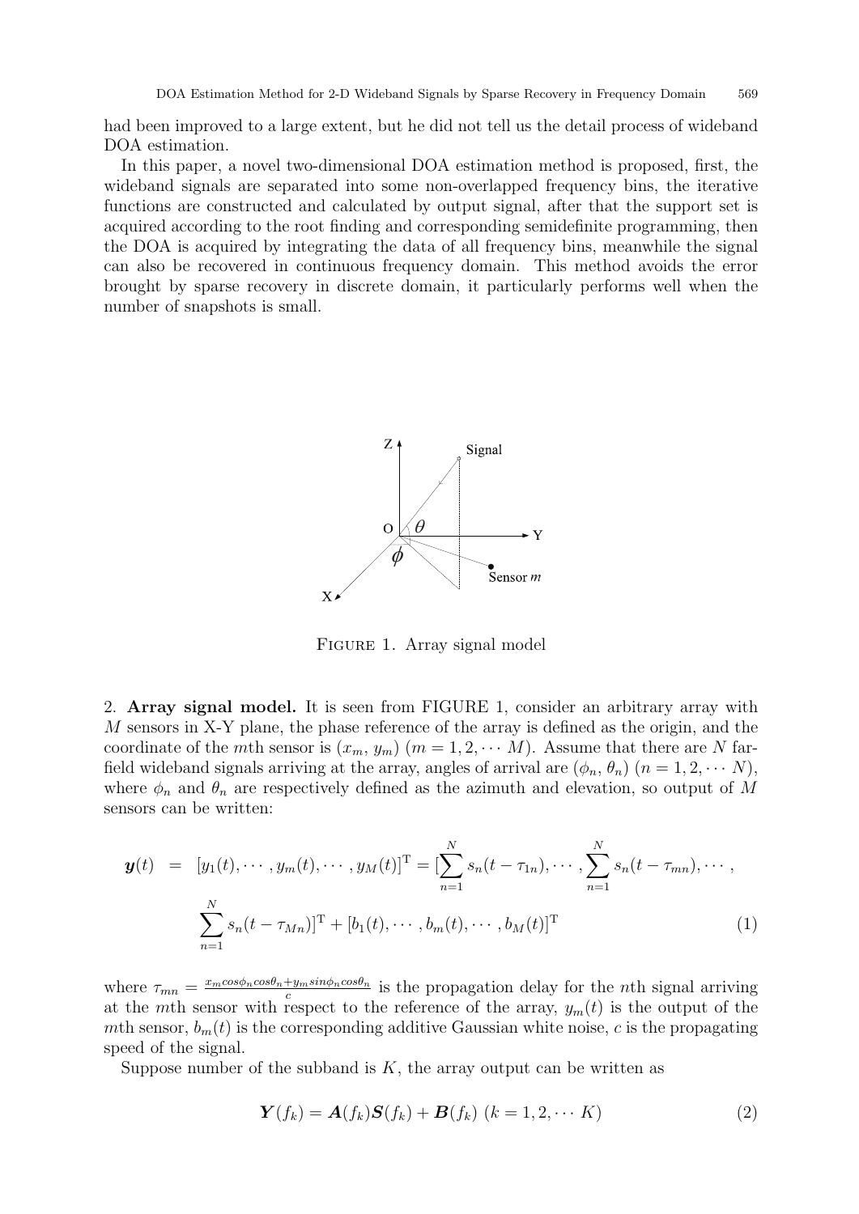had been improved to a large extent, but he did not tell us the detail process of wideband DOA estimation.

In this paper, a novel two-dimensional DOA estimation method is proposed, first, the wideband signals are separated into some non-overlapped frequency bins, the iterative functions are constructed and calculated by output signal, after that the support set is acquired according to the root finding and corresponding semidefinite programming, then the DOA is acquired by integrating the data of all frequency bins, meanwhile the signal can also be recovered in continuous frequency domain. This method avoids the error brought by sparse recovery in discrete domain, it particularly performs well when the number of snapshots is small.

FIGURE 1. Array signal model

2. **Array signal model.** It is seen from FIGURE 1, consider an arbitrary array with $M$ sensors in X-Y plane, the phase reference of the array is defined as the origin, and the coordinate of the $m$th sensor is $(x_m, y_m)$ $(m = 1, 2, \cdots M)$. Assume that there are $N$ far-field wideband signals arriving at the array, angles of arrival are $(\phi_n, \theta_n)$ $(n = 1, 2, \cdots N)$, where $\phi_n$ and $\theta_n$ are respectively defined as the azimuth and elevation, so output of $M$ sensors can be written:

$$\boldsymbol{y}(t) = [y_1(t), \cdots, y_m(t), \cdots, y_M(t)]^{\mathrm{T}} = [\sum_{n=1}^{N} s_n(t - \tau_{1n}), \cdots, \sum_{n=1}^{N} s_n(t - \tau_{mn}), \cdots, \sum_{n=1}^{N} s_n(t - \tau_{Mn})]^{\mathrm{T}} + [b_1(t), \cdots, b_m(t), \cdots, b_M(t)]^{\mathrm{T}} \quad (1)$$

where $\tau_{mn} = \frac{x_m cos\phi_n cos\theta_n + y_m sin\phi_n cos\theta_n}{c}$ is the propagation delay for the $n$th signal arriving at the $m$th sensor with respect to the reference of the array, $y_m(t)$ is the output of the $m$th sensor, $b_m(t)$ is the corresponding additive Gaussian white noise, $c$ is the propagating speed of the signal.

Suppose number of the subband is $K$, the array output can be written as

$$\boldsymbol{Y}(f_k) = \boldsymbol{A}(f_k)\boldsymbol{S}(f_k) + \boldsymbol{B}(f_k) \ (k = 1, 2, \cdots K) \quad (2)$$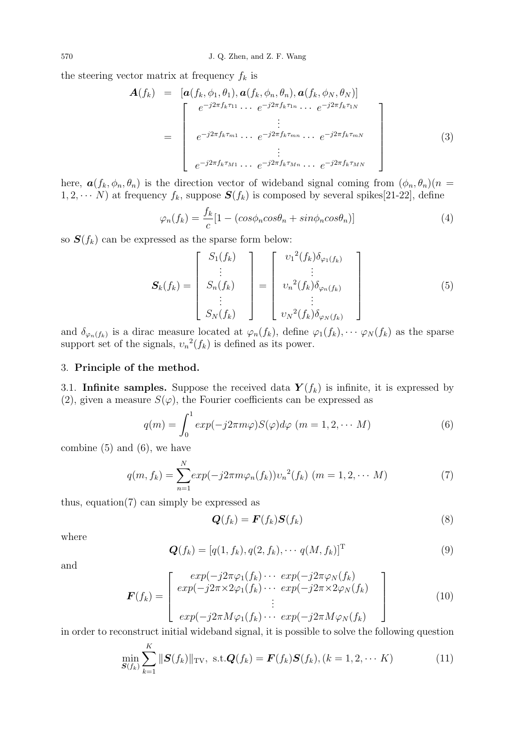the steering vector matrix at frequency $f_k$ is

$$
\begin{aligned}
\boldsymbol{A}(f_k) &= [\boldsymbol{a}(f_k, \phi_1, \theta_1), \boldsymbol{a}(f_k, \phi_n, \theta_n), \boldsymbol{a}(f_k, \phi_N, \theta_N)] \\
&= \begin{bmatrix} e^{-j2\pi f_k \tau_{11}} \cdots \ e^{-j2\pi f_k \tau_{1n}} \cdots \ e^{-j2\pi f_k \tau_{1N}} \\ \vdots \\ e^{-j2\pi f_k \tau_{m1}} \cdots \ e^{-j2\pi f_k \tau_{mn}} \cdots \ e^{-j2\pi f_k \tau_{mN}} \\ \vdots \\ e^{-j2\pi f_k \tau_{M1}} \cdots \ e^{-j2\pi f_k \tau_{Mn}} \cdots \ e^{-j2\pi f_k \tau_{MN}} \end{bmatrix}
\end{aligned} \tag{3}
$$

here, $\boldsymbol{a}(f_k, \phi_n, \theta_n)$ is the direction vector of wideband signal coming from $(\phi_n, \theta_n)(n = 1, 2, \cdots N)$ at frequency $f_k$, suppose $\boldsymbol{S}(f_k)$ is composed by several spikes[21-22], define

$$
\varphi_n(f_k) = \frac{f_k}{c}[1 - (cos\phi_n cos\theta_n + sin\phi_n cos\theta_n)] \tag{4}
$$

so $\boldsymbol{S}(f_k)$ can be expressed as the sparse form below:

$$
\boldsymbol{S}_k(f_k) = \begin{bmatrix} S_1(f_k) \\ \vdots \\ S_n(f_k) \\ \vdots \\ S_N(f_k) \end{bmatrix} = \begin{bmatrix} {\upsilon_1}^2(f_k)\delta_{\varphi_1(f_k)} \\ \vdots \\ {\upsilon_n}^2(f_k)\delta_{\varphi_n(f_k)} \\ \vdots \\ {\upsilon_N}^2(f_k)\delta_{\varphi_N(f_k)} \end{bmatrix} \tag{5}
$$

and $\delta_{\varphi_n(f_k)}$ is a dirac measure located at $\varphi_n(f_k)$, define $\varphi_1(f_k), \cdots \varphi_N(f_k)$ as the sparse support set of the signals, ${\upsilon_n}^2(f_k)$ is defined as its power.

## 3. **Principle of the method.**

### 3.1. **Infinite samples.**

Suppose the received data $\boldsymbol{Y}(f_k)$ is infinite, it is expressed by (2), given a measure $S(\varphi)$, the Fourier coefficients can be expressed as

$$
q(m) = \int_0^1 exp(-j2\pi m\varphi)S(\varphi)d\varphi \ (m = 1, 2, \cdots M) \tag{6}
$$

combine (5) and (6), we have

$$
q(m, f_k) = \sum_{n=1}^{N} exp(-j2\pi m\varphi_n(f_k)){\upsilon_n}^2(f_k) \ (m = 1, 2, \cdots M) \tag{7}
$$

thus, equation(7) can simply be expressed as

$$
\boldsymbol{Q}(f_k) = \boldsymbol{F}(f_k)\boldsymbol{S}(f_k) \tag{8}
$$

where

$$
\boldsymbol{Q}(f_k) = [q(1, f_k), q(2, f_k), \cdots q(M, f_k)]^{\mathrm{T}} \tag{9}
$$

and

$$
\boldsymbol{F}(f_k) = \begin{bmatrix} exp(-j2\pi\varphi_1(f_k) \cdots \ exp(-j2\pi\varphi_N(f_k) \\ exp(-j2\pi{\times}2\varphi_1(f_k) \cdots \ exp(-j2\pi{\times}2\varphi_N(f_k) \\ \vdots \\ exp(-j2\pi M\varphi_1(f_k) \cdots \ exp(-j2\pi M\varphi_N(f_k) \end{bmatrix} \tag{10}
$$

in order to reconstruct initial wideband signal, it is possible to solve the following question

$$
\min_{\boldsymbol{S}(f_k)} \sum_{k=1}^{K} \|\boldsymbol{S}(f_k)\|_{\mathrm{TV}}, \ \text{s.t.}\boldsymbol{Q}(f_k) = \boldsymbol{F}(f_k)\boldsymbol{S}(f_k), (k = 1, 2, \cdots K) \tag{11}
$$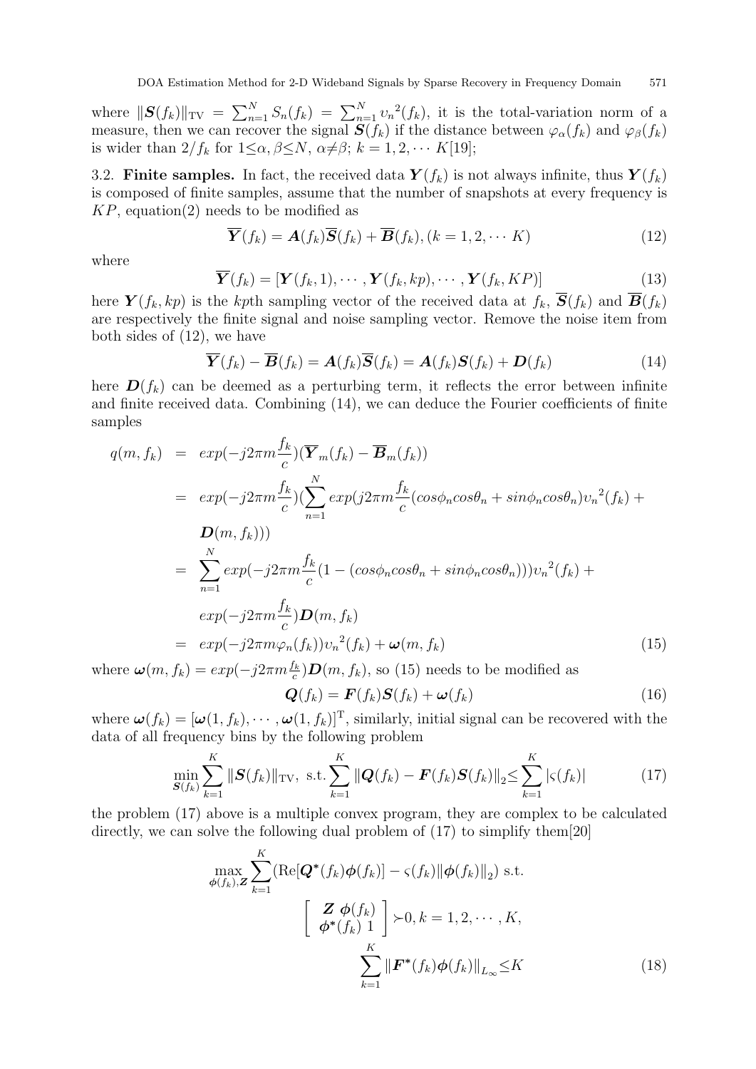where $\|\boldsymbol{S}(f_k)\|_{\text{TV}} = \sum_{n=1}^{N} S_n(f_k) = \sum_{n=1}^{N} \upsilon_n{}^2(f_k)$, it is the total-variation norm of a measure, then we can recover the signal $\boldsymbol{S}(f_k)$ if the distance between $\varphi_\alpha(f_k)$ and $\varphi_\beta(f_k)$ is wider than $2/f_k$ for $1\leq\alpha, \beta\leq N$, $\alpha\neq\beta$; $k = 1, 2, \cdots K$[19];

3.2. **Finite samples.** In fact, the received data $\boldsymbol{Y}(f_k)$ is not always infinite, thus $\boldsymbol{Y}(f_k)$ is composed of finite samples, assume that the number of snapshots at every frequency is $KP$, equation(2) needs to be modified as

$$\overline{\boldsymbol{Y}}(f_k) = \boldsymbol{A}(f_k)\overline{\boldsymbol{S}}(f_k) + \overline{\boldsymbol{B}}(f_k), (k = 1, 2, \cdots K) \tag{12}$$

where

$$\overline{\boldsymbol{Y}}(f_k) = [\boldsymbol{Y}(f_k, 1), \cdots, \boldsymbol{Y}(f_k, kp), \cdots, \boldsymbol{Y}(f_k, KP)] \tag{13}$$

here $\boldsymbol{Y}(f_k, kp)$ is the $kp$th sampling vector of the received data at $f_k$, $\overline{\boldsymbol{S}}(f_k)$ and $\overline{\boldsymbol{B}}(f_k)$ are respectively the finite signal and noise sampling vector. Remove the noise item from both sides of (12), we have

$$\overline{\boldsymbol{Y}}(f_k) - \overline{\boldsymbol{B}}(f_k) = \boldsymbol{A}(f_k)\overline{\boldsymbol{S}}(f_k) = \boldsymbol{A}(f_k)\boldsymbol{S}(f_k) + \boldsymbol{D}(f_k) \tag{14}$$

here $\boldsymbol{D}(f_k)$ can be deemed as a perturbing term, it reflects the error between infinite and finite received data. Combining (14), we can deduce the Fourier coefficients of finite samples

$$\begin{aligned}
q(m, f_k) &= exp(-j2\pi m\frac{f_k}{c})(\overline{\boldsymbol{Y}}_m(f_k) - \overline{\boldsymbol{B}}_m(f_k)) \\
&= exp(-j2\pi m\frac{f_k}{c})(\sum_{n=1}^{N} exp(j2\pi m\frac{f_k}{c}(cos\phi_n cos\theta_n + sin\phi_n cos\theta_n)\upsilon_n{}^2(f_k) + \\
&\quad \boldsymbol{D}(m, f_k))) \\
&= \sum_{n=1}^{N} exp(-j2\pi m\frac{f_k}{c}(1 - (cos\phi_n cos\theta_n + sin\phi_n cos\theta_n)))\upsilon_n{}^2(f_k) + \\
&\quad exp(-j2\pi m\frac{f_k}{c})\boldsymbol{D}(m, f_k) \\
&= exp(-j2\pi m\varphi_n(f_k))\upsilon_n{}^2(f_k) + \boldsymbol{\omega}(m, f_k)
\end{aligned} \tag{15}$$

where $\boldsymbol{\omega}(m, f_k) = exp(-j2\pi m\frac{f_k}{c})\boldsymbol{D}(m, f_k)$, so (15) needs to be modified as

$$\boldsymbol{Q}(f_k) = \boldsymbol{F}(f_k)\boldsymbol{S}(f_k) + \boldsymbol{\omega}(f_k) \tag{16}$$

where $\boldsymbol{\omega}(f_k) = [\boldsymbol{\omega}(1, f_k), \cdots, \boldsymbol{\omega}(1, f_k)]^{\text{T}}$, similarly, initial signal can be recovered with the data of all frequency bins by the following problem

$$\min_{\boldsymbol{S}(f_k)} \sum_{k=1}^{K} \|\boldsymbol{S}(f_k)\|_{\text{TV}}, \text{ s.t.} \sum_{k=1}^{K} \|\boldsymbol{Q}(f_k) - \boldsymbol{F}(f_k)\boldsymbol{S}(f_k)\|_2 \leq \sum_{k=1}^{K} |\varsigma(f_k)| \tag{17}$$

the problem (17) above is a multiple convex program, they are complex to be calculated directly, we can solve the following dual problem of (17) to simplify them[20]

$$\begin{aligned}
\max_{\boldsymbol{\phi}(f_k), \boldsymbol{Z}} \sum_{k=1}^{K} (\text{Re}[\boldsymbol{Q}^*(f_k)\boldsymbol{\phi}(f_k)] - \varsigma(f_k)\|\boldsymbol{\phi}(f_k)\|_2) \text{ s.t.} \\
\begin{bmatrix} \boldsymbol{Z} \ \boldsymbol{\phi}(f_k) \\ \boldsymbol{\phi}^*(f_k) \ 1 \end{bmatrix} \succ 0, k = 1, 2, \cdots, K, \\
\sum_{k=1}^{K} \|\boldsymbol{F}^*(f_k)\boldsymbol{\phi}(f_k)\|_{L_\infty} \leq K
\end{aligned} \tag{18}$$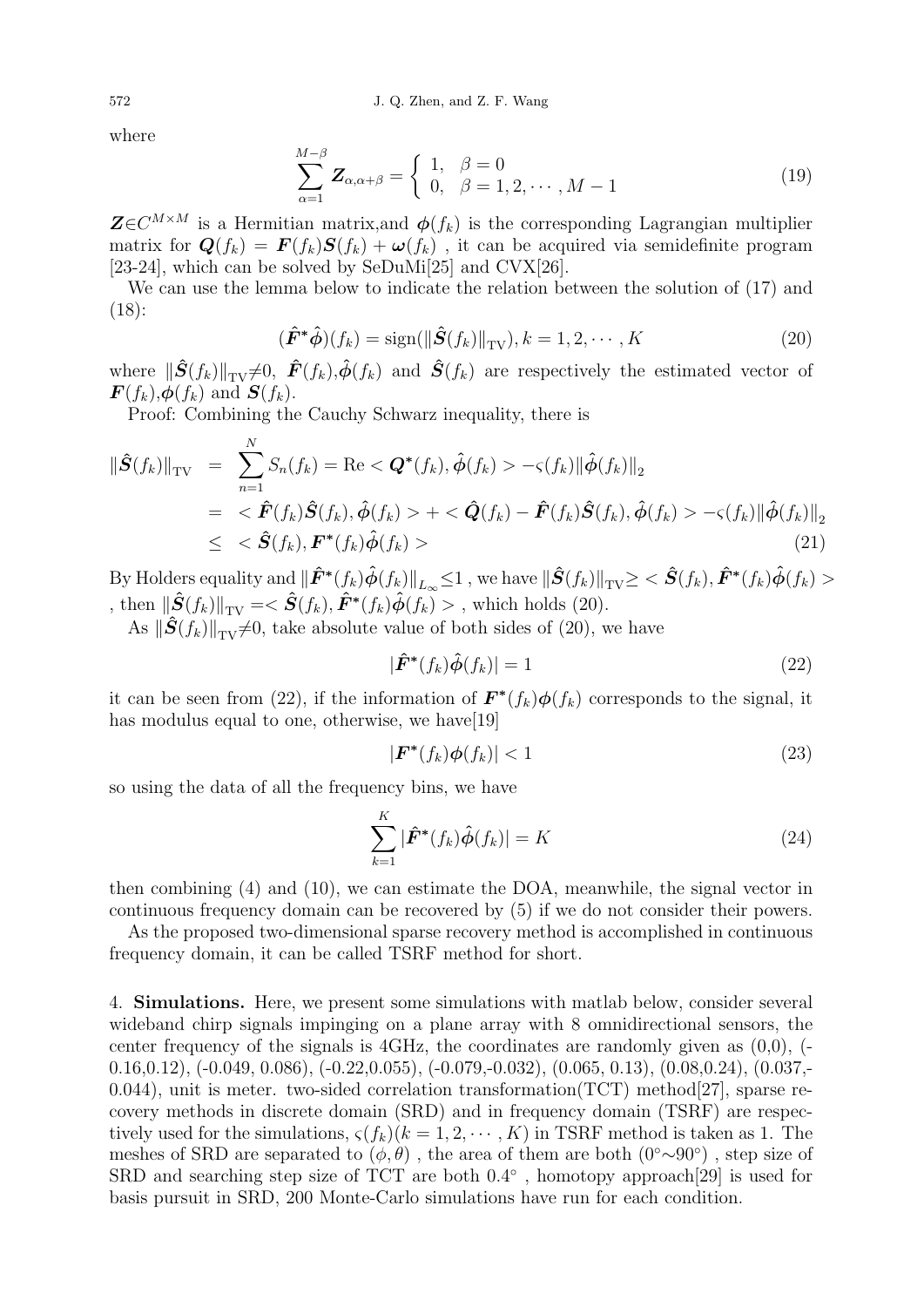where

$$\sum_{\alpha=1}^{M-\beta} \boldsymbol{Z}_{\alpha,\alpha+\beta} = \begin{cases} 1, & \beta = 0 \\ 0, & \beta = 1, 2, \cdots, M-1 \end{cases} \tag{19}$$

$\boldsymbol{Z} \in C^{M\times M}$ is a Hermitian matrix,and $\boldsymbol{\phi}(f_k)$ is the corresponding Lagrangian multiplier matrix for $\boldsymbol{Q}(f_k) = \boldsymbol{F}(f_k)\boldsymbol{S}(f_k) + \boldsymbol{\omega}(f_k)$ , it can be acquired via semidefinite program [23-24], which can be solved by SeDuMi[25] and CVX[26].

We can use the lemma below to indicate the relation between the solution of (17) and (18):

$$(\hat{\boldsymbol{F}}^{*}\hat{\boldsymbol{\phi}})(f_k) = \operatorname{sign}(\|\hat{\boldsymbol{S}}(f_k)\|_{\mathrm{TV}}), k = 1, 2, \cdots, K \tag{20}$$

where $\|\hat{\boldsymbol{S}}(f_k)\|_{\mathrm{TV}} \neq 0$, $\hat{\boldsymbol{F}}(f_k)$,$\hat{\boldsymbol{\phi}}(f_k)$ and $\hat{\boldsymbol{S}}(f_k)$ are respectively the estimated vector of $\boldsymbol{F}(f_k)$,$\boldsymbol{\phi}(f_k)$ and $\boldsymbol{S}(f_k)$.

Proof: Combining the Cauchy Schwarz inequality, there is

$$\begin{aligned}
\|\hat{\boldsymbol{S}}(f_k)\|_{\mathrm{TV}} &= \sum_{n=1}^{N} S_n(f_k) = \operatorname{Re} < \boldsymbol{Q}^{*}(f_k), \hat{\boldsymbol{\phi}}(f_k) > -\varsigma(f_k)\|\hat{\boldsymbol{\phi}}(f_k)\|_2 \\
&= < \hat{\boldsymbol{F}}(f_k)\hat{\boldsymbol{S}}(f_k), \hat{\boldsymbol{\phi}}(f_k) > + < \hat{\boldsymbol{Q}}(f_k) - \hat{\boldsymbol{F}}(f_k)\hat{\boldsymbol{S}}(f_k), \hat{\boldsymbol{\phi}}(f_k) > -\varsigma(f_k)\|\hat{\boldsymbol{\phi}}(f_k)\|_2 \\
&\leq \ < \hat{\boldsymbol{S}}(f_k), \boldsymbol{F}^{*}(f_k)\hat{\boldsymbol{\phi}}(f_k) >
\end{aligned} \tag{21}$$

By Holders equality and $\|\hat{\boldsymbol{F}}^{*}(f_k)\hat{\boldsymbol{\phi}}(f_k)\|_{L_\infty} \leq 1$ , we have $\|\hat{\boldsymbol{S}}(f_k)\|_{\mathrm{TV}} \geq < \hat{\boldsymbol{S}}(f_k), \hat{\boldsymbol{F}}^{*}(f_k)\hat{\boldsymbol{\phi}}(f_k) >$ , then $\|\hat{\boldsymbol{S}}(f_k)\|_{\mathrm{TV}} = < \hat{\boldsymbol{S}}(f_k), \hat{\boldsymbol{F}}^{*}(f_k)\hat{\boldsymbol{\phi}}(f_k) >$ , which holds (20).

As $\|\hat{\boldsymbol{S}}(f_k)\|_{\mathrm{TV}} \neq 0$, take absolute value of both sides of (20), we have

$$|\hat{\boldsymbol{F}}^{*}(f_k)\hat{\boldsymbol{\phi}}(f_k)| = 1 \tag{22}$$

it can be seen from (22), if the information of $\boldsymbol{F}^{*}(f_k)\boldsymbol{\phi}(f_k)$ corresponds to the signal, it has modulus equal to one, otherwise, we have[19]

$$|\boldsymbol{F}^{*}(f_k)\boldsymbol{\phi}(f_k)| < 1 \tag{23}$$

so using the data of all the frequency bins, we have

$$\sum_{k=1}^{K} |\hat{\boldsymbol{F}}^{*}(f_k)\hat{\boldsymbol{\phi}}(f_k)| = K \tag{24}$$

then combining (4) and (10), we can estimate the DOA, meanwhile, the signal vector in continuous frequency domain can be recovered by (5) if we do not consider their powers.

As the proposed two-dimensional sparse recovery method is accomplished in continuous frequency domain, it can be called TSRF method for short.

## 4. Simulations.

Here, we present some simulations with matlab below, consider several wideband chirp signals impinging on a plane array with 8 omnidirectional sensors, the center frequency of the signals is 4GHz, the coordinates are randomly given as (0,0), (-0.16,0.12), (-0.049, 0.086), (-0.22,0.055), (-0.079,-0.032), (0.065, 0.13), (0.08,0.24), (0.037,-0.044), unit is meter. two-sided correlation transformation(TCT) method[27], sparse recovery methods in discrete domain (SRD) and in frequency domain (TSRF) are respectively used for the simulations, $\varsigma(f_k)(k = 1, 2, \cdots, K)$ in TSRF method is taken as 1. The meshes of SRD are separated to $(\phi, \theta)$ , the area of them are both $(0^\circ \sim 90^\circ)$ , step size of SRD and searching step size of TCT are both $0.4^\circ$ , homotopy approach[29] is used for basis pursuit in SRD, 200 Monte-Carlo simulations have run for each condition.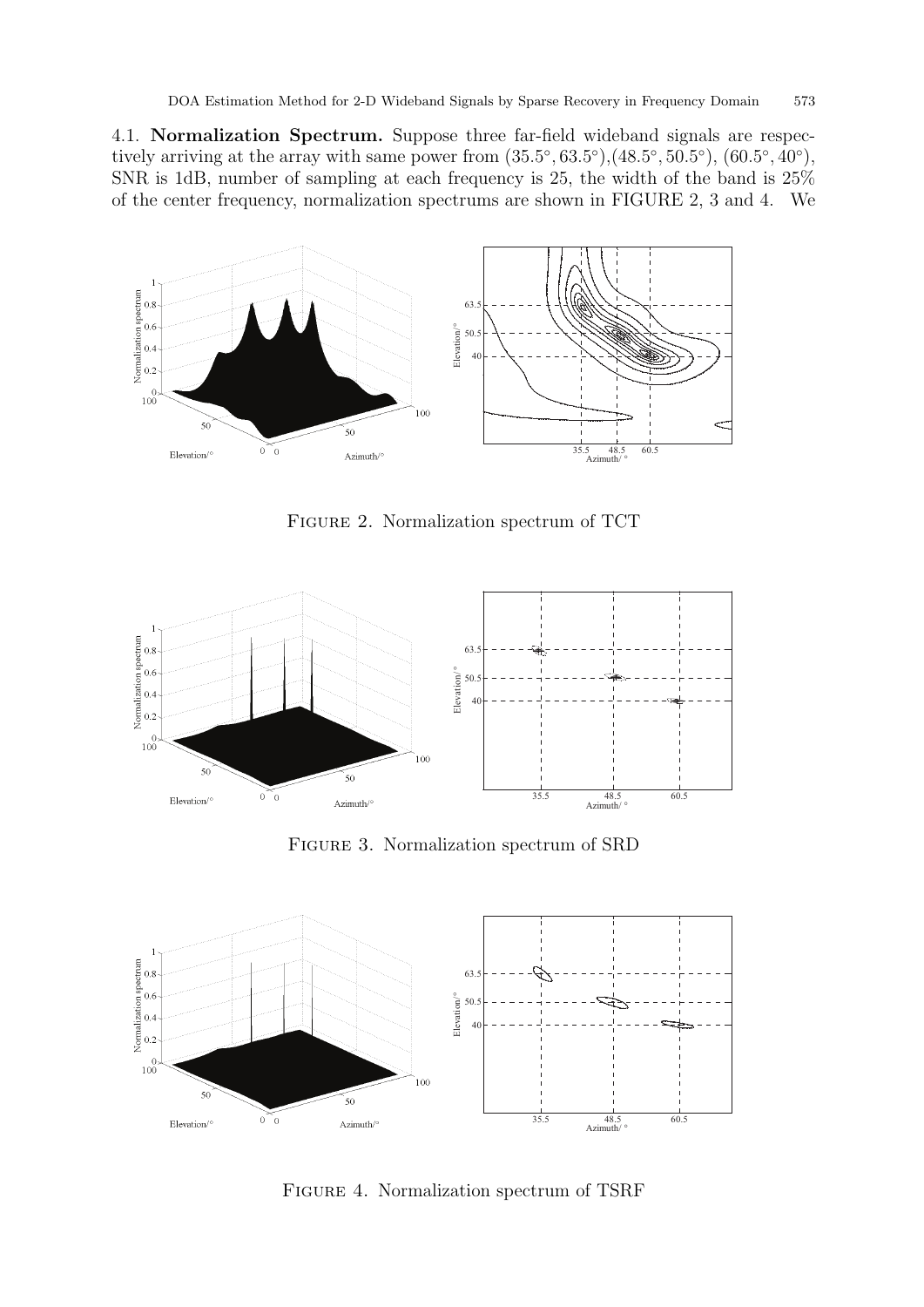4.1. **Normalization Spectrum.** Suppose three far-field wideband signals are respectively arriving at the array with same power from $(35.5^\circ, 63.5^\circ)$,$(48.5^\circ, 50.5^\circ)$, $(60.5^\circ, 40^\circ)$, SNR is 1dB, number of sampling at each frequency is 25, the width of the band is 25% of the center frequency, normalization spectrums are shown in FIGURE 2, 3 and 4. We

FIGURE 2. Normalization spectrum of TCT

FIGURE 3. Normalization spectrum of SRD

FIGURE 4. Normalization spectrum of TSRF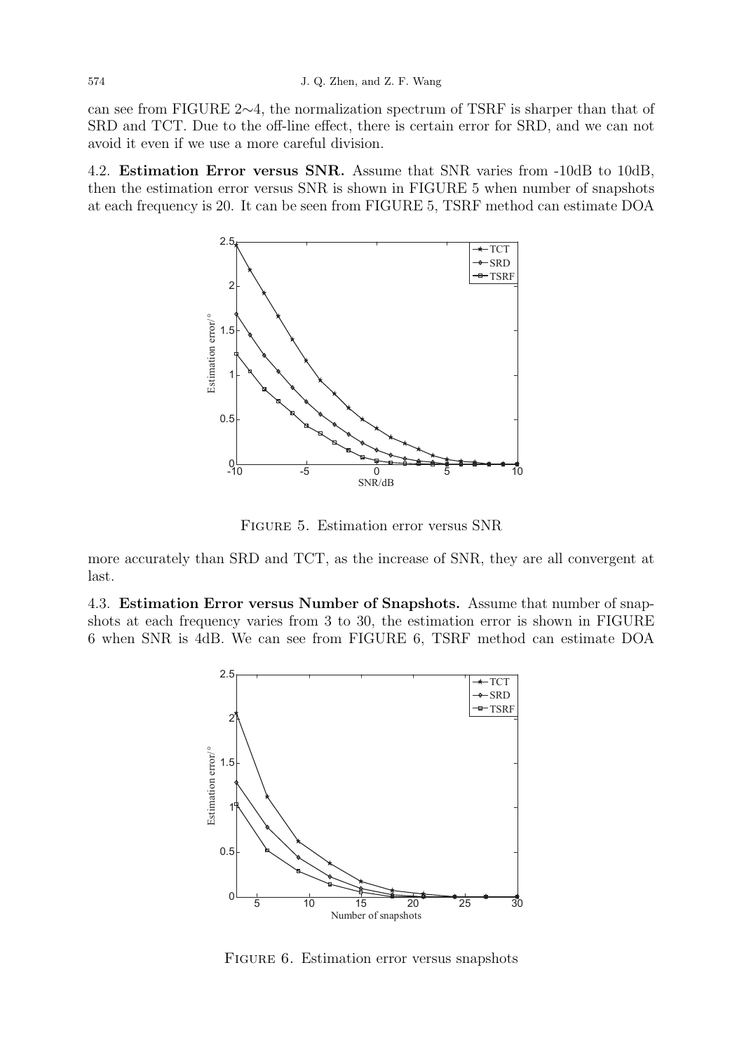can see from FIGURE 2∼4, the normalization spectrum of TSRF is sharper than that of SRD and TCT. Due to the off-line effect, there is certain error for SRD, and we can not avoid it even if we use a more careful division.

4.2. **Estimation Error versus SNR.** Assume that SNR varies from -10dB to 10dB, then the estimation error versus SNR is shown in FIGURE 5 when number of snapshots at each frequency is 20. It can be seen from FIGURE 5, TSRF method can estimate DOA more accurately than SRD and TCT, as the increase of SNR, they are all convergent at last.

FIGURE 5. Estimation error versus SNR

4.3. **Estimation Error versus Number of Snapshots.** Assume that number of snapshots at each frequency varies from 3 to 30, the estimation error is shown in FIGURE 6 when SNR is 4dB. We can see from FIGURE 6, TSRF method can estimate DOA

FIGURE 6. Estimation error versus snapshots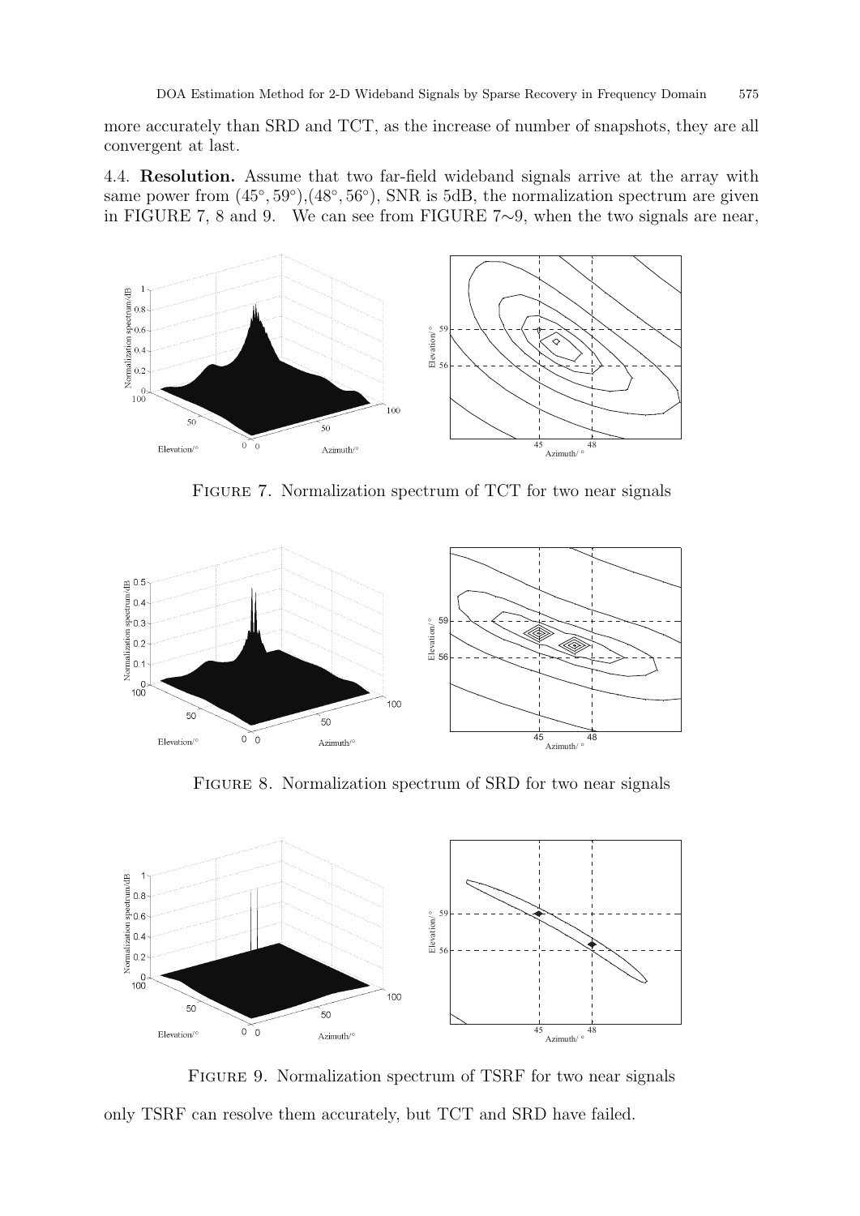more accurately than SRD and TCT, as the increase of number of snapshots, they are all convergent at last.

4.4. **Resolution.** Assume that two far-field wideband signals arrive at the array with same power from $(45^\circ, 59^\circ)$,$(48^\circ, 56^\circ)$, SNR is 5dB, the normalization spectrum are given in FIGURE 7, 8 and 9. We can see from FIGURE 7$\sim$9, when the two signals are near,

FIGURE 7. Normalization spectrum of TCT for two near signals

FIGURE 8. Normalization spectrum of SRD for two near signals

FIGURE 9. Normalization spectrum of TSRF for two near signals

only TSRF can resolve them accurately, but TCT and SRD have failed.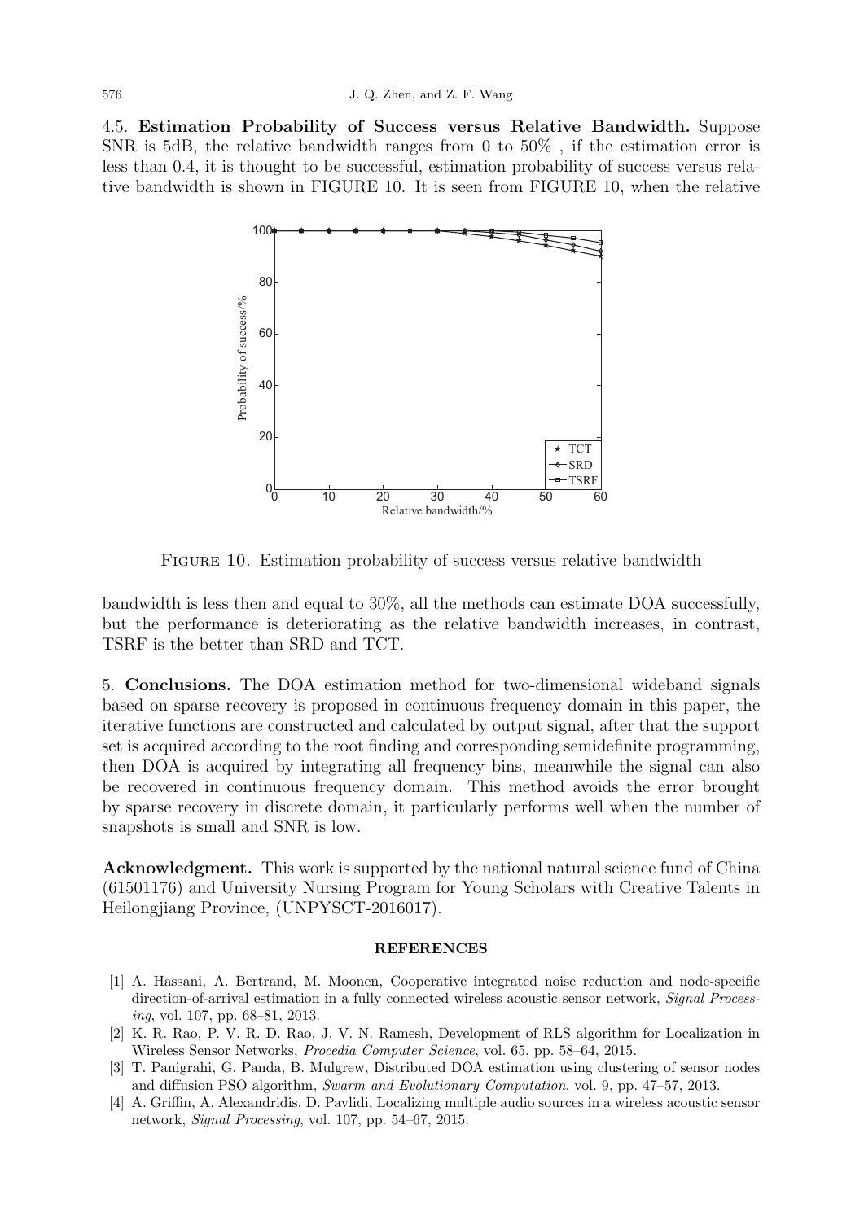4.5. **Estimation Probability of Success versus Relative Bandwidth.** Suppose SNR is 5dB, the relative bandwidth ranges from 0 to 50% , if the estimation error is less than 0.4, it is thought to be successful, estimation probability of success versus relative bandwidth is shown in FIGURE 10. It is seen from FIGURE 10, when the relative bandwidth is less then and equal to 30%, all the methods can estimate DOA successfully, but the performance is deteriorating as the relative bandwidth increases, in contrast, TSRF is the better than SRD and TCT.

FIGURE 10. Estimation probability of success versus relative bandwidth

5. **Conclusions.** The DOA estimation method for two-dimensional wideband signals based on sparse recovery is proposed in continuous frequency domain in this paper, the iterative functions are constructed and calculated by output signal, after that the support set is acquired according to the root finding and corresponding semidefinite programming, then DOA is acquired by integrating all frequency bins, meanwhile the signal can also be recovered in continuous frequency domain. This method avoids the error brought by sparse recovery in discrete domain, it particularly performs well when the number of snapshots is small and SNR is low.

**Acknowledgment.** This work is supported by the national natural science fund of China (61501176) and University Nursing Program for Young Scholars with Creative Talents in Heilongjiang Province, (UNPYSCT-2016017).

## REFERENCES

[1] A. Hassani, A. Bertrand, M. Moonen, Cooperative integrated noise reduction and node-specific direction-of-arrival estimation in a fully connected wireless acoustic sensor network, *Signal Processing*, vol. 107, pp. 68–81, 2013.

[2] K. R. Rao, P. V. R. D. Rao, J. V. N. Ramesh, Development of RLS algorithm for Localization in Wireless Sensor Networks, *Procedia Computer Science*, vol. 65, pp. 58–64, 2015.

[3] T. Panigrahi, G. Panda, B. Mulgrew, Distributed DOA estimation using clustering of sensor nodes and diffusion PSO algorithm, *Swarm and Evolutionary Computation*, vol. 9, pp. 47–57, 2013.

[4] A. Griffin, A. Alexandridis, D. Pavlidi, Localizing multiple audio sources in a wireless acoustic sensor network, *Signal Processing*, vol. 107, pp. 54–67, 2015.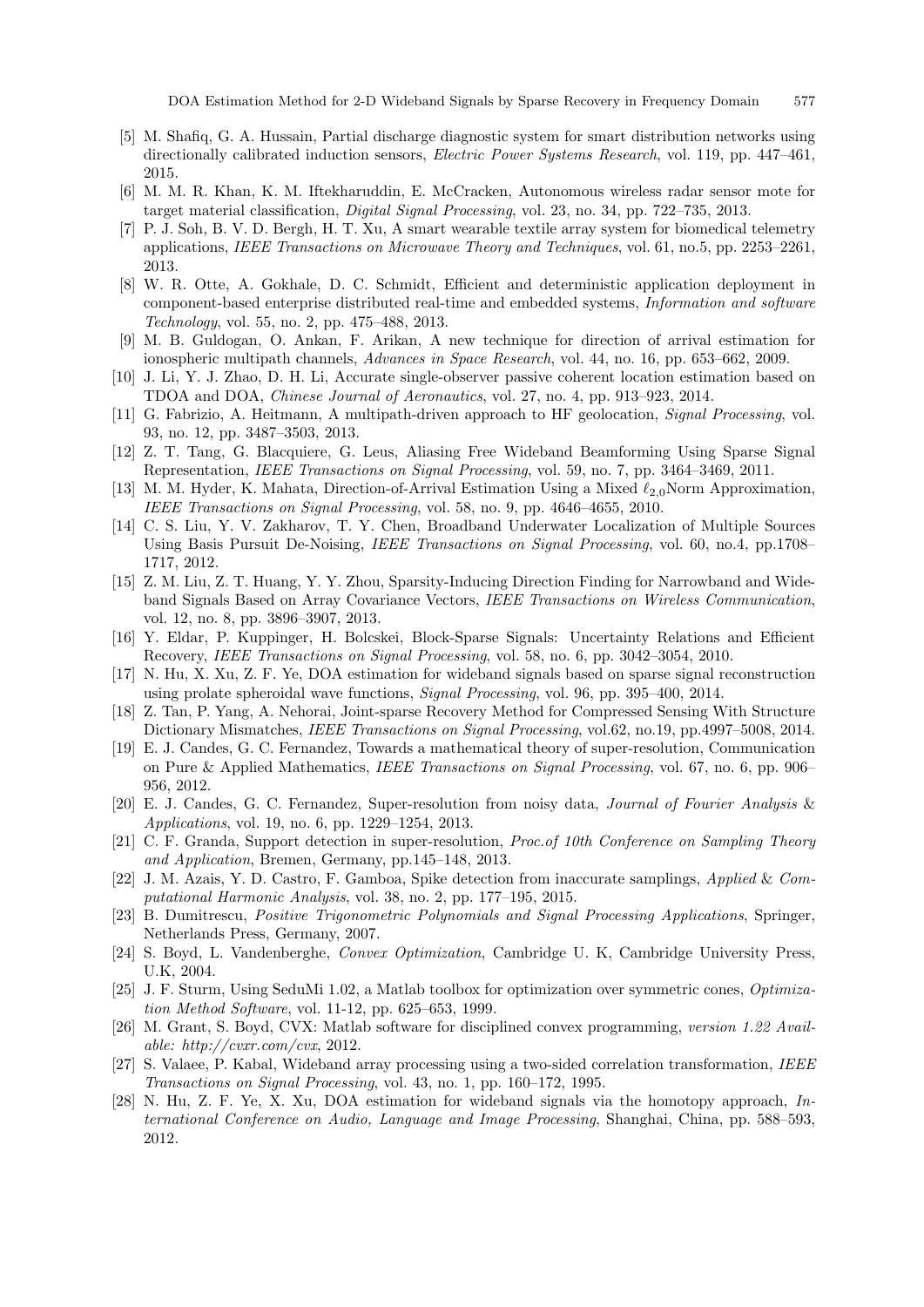[5] M. Shafiq, G. A. Hussain, Partial discharge diagnostic system for smart distribution networks using directionally calibrated induction sensors, *Electric Power Systems Research*, vol. 119, pp. 447–461, 2015.

[6] M. M. R. Khan, K. M. Iftekharuddin, E. McCracken, Autonomous wireless radar sensor mote for target material classification, *Digital Signal Processing*, vol. 23, no. 34, pp. 722–735, 2013.

[7] P. J. Soh, B. V. D. Bergh, H. T. Xu, A smart wearable textile array system for biomedical telemetry applications, *IEEE Transactions on Microwave Theory and Techniques*, vol. 61, no.5, pp. 2253–2261, 2013.

[8] W. R. Otte, A. Gokhale, D. C. Schmidt, Efficient and deterministic application deployment in component-based enterprise distributed real-time and embedded systems, *Information and software Technology*, vol. 55, no. 2, pp. 475–488, 2013.

[9] M. B. Guldogan, O. Ankan, F. Arikan, A new technique for direction of arrival estimation for ionospheric multipath channels, *Advances in Space Research*, vol. 44, no. 16, pp. 653–662, 2009.

[10] J. Li, Y. J. Zhao, D. H. Li, Accurate single-observer passive coherent location estimation based on TDOA and DOA, *Chinese Journal of Aeronautics*, vol. 27, no. 4, pp. 913–923, 2014.

[11] G. Fabrizio, A. Heitmann, A multipath-driven approach to HF geolocation, *Signal Processing*, vol. 93, no. 12, pp. 3487–3503, 2013.

[12] Z. T. Tang, G. Blacquiere, G. Leus, Aliasing Free Wideband Beamforming Using Sparse Signal Representation, *IEEE Transactions on Signal Processing*, vol. 59, no. 7, pp. 3464–3469, 2011.

[13] M. M. Hyder, K. Mahata, Direction-of-Arrival Estimation Using a Mixed $\ell_{2,0}$Norm Approximation, *IEEE Transactions on Signal Processing*, vol. 58, no. 9, pp. 4646–4655, 2010.

[14] C. S. Liu, Y. V. Zakharov, T. Y. Chen, Broadband Underwater Localization of Multiple Sources Using Basis Pursuit De-Noising, *IEEE Transactions on Signal Processing*, vol. 60, no.4, pp.1708–1717, 2012.

[15] Z. M. Liu, Z. T. Huang, Y. Y. Zhou, Sparsity-Inducing Direction Finding for Narrowband and Wideband Signals Based on Array Covariance Vectors, *IEEE Transactions on Wireless Communication*, vol. 12, no. 8, pp. 3896–3907, 2013.

[16] Y. Eldar, P. Kuppinger, H. Bolcskei, Block-Sparse Signals: Uncertainty Relations and Efficient Recovery, *IEEE Transactions on Signal Processing*, vol. 58, no. 6, pp. 3042–3054, 2010.

[17] N. Hu, X. Xu, Z. F. Ye, DOA estimation for wideband signals based on sparse signal reconstruction using prolate spheroidal wave functions, *Signal Processing*, vol. 96, pp. 395–400, 2014.

[18] Z. Tan, P. Yang, A. Nehorai, Joint-sparse Recovery Method for Compressed Sensing With Structure Dictionary Mismatches, *IEEE Transactions on Signal Processing*, vol.62, no.19, pp.4997–5008, 2014.

[19] E. J. Candes, G. C. Fernandez, Towards a mathematical theory of super-resolution, Communication on Pure & Applied Mathematics, *IEEE Transactions on Signal Processing*, vol. 67, no. 6, pp. 906–956, 2012.

[20] E. J. Candes, G. C. Fernandez, Super-resolution from noisy data, *Journal of Fourier Analysis & Applications*, vol. 19, no. 6, pp. 1229–1254, 2013.

[21] C. F. Granda, Support detection in super-resolution, *Proc.of 10th Conference on Sampling Theory and Application*, Bremen, Germany, pp.145–148, 2013.

[22] J. M. Azais, Y. D. Castro, F. Gamboa, Spike detection from inaccurate samplings, *Applied & Computational Harmonic Analysis*, vol. 38, no. 2, pp. 177–195, 2015.

[23] B. Dumitrescu, *Positive Trigonometric Polynomials and Signal Processing Applications*, Springer, Netherlands Press, Germany, 2007.

[24] S. Boyd, L. Vandenberghe, *Convex Optimization*, Cambridge U. K, Cambridge University Press, U.K, 2004.

[25] J. F. Sturm, Using SeduMi 1.02, a Matlab toolbox for optimization over symmetric cones, *Optimization Method Software*, vol. 11-12, pp. 625–653, 1999.

[26] M. Grant, S. Boyd, CVX: Matlab software for disciplined convex programming, *version 1.22 Available: http://cvxr.com/cvx*, 2012.

[27] S. Valaee, P. Kabal, Wideband array processing using a two-sided correlation transformation, *IEEE Transactions on Signal Processing*, vol. 43, no. 1, pp. 160–172, 1995.

[28] N. Hu, Z. F. Ye, X. Xu, DOA estimation for wideband signals via the homotopy approach, *International Conference on Audio, Language and Image Processing*, Shanghai, China, pp. 588–593, 2012.